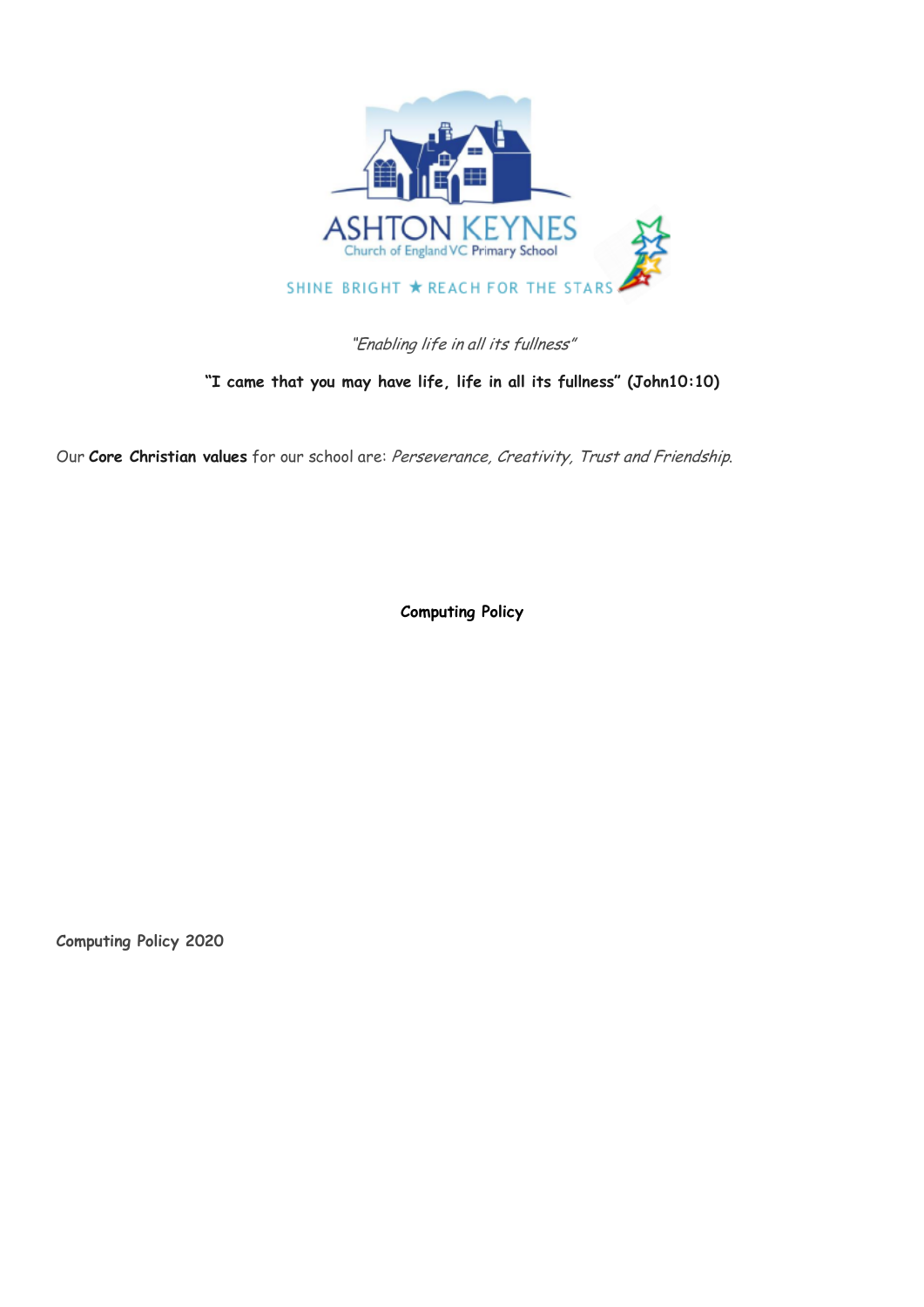ASHTON KEYNES
Church of England VC Primary School

SHINE BRIGHT ★ REACH FOR THE STARS

*"Enabling life in all its fullness"*

**"I came that you may have life, life in all its fullness" (John10:10)**

Our **Core Christian values** for our school are: *Perseverance, Creativity, Trust and Friendship.*

**Computing Policy**

**Computing Policy 2020**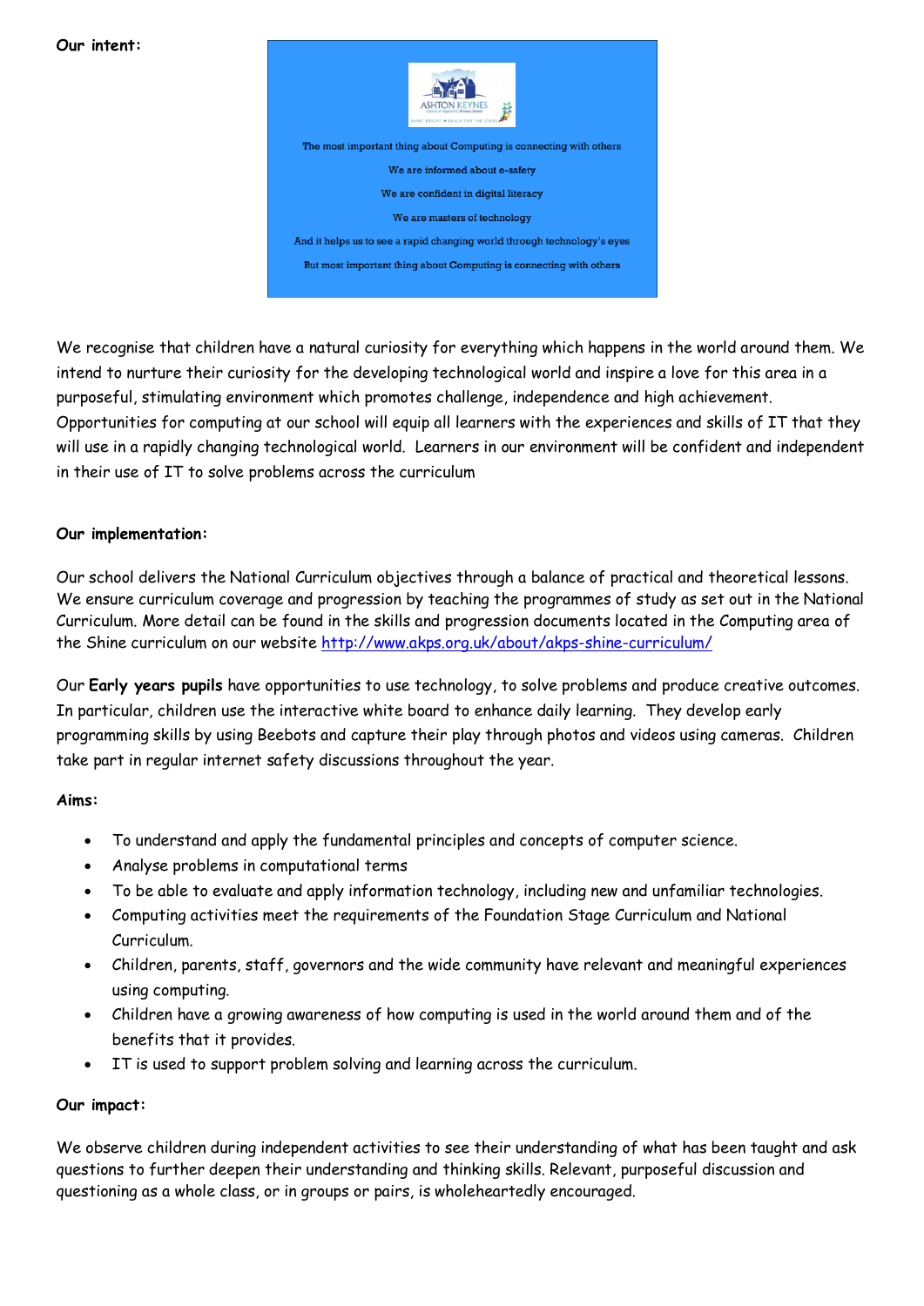**Our intent:**

The most important thing about Computing is connecting with others

We are informed about e-safety

We are confident in digital literacy

We are masters of technology

And it helps us to see a rapid changing world through technology's eyes

But most important thing about Computing is connecting with others

We recognise that children have a natural curiosity for everything which happens in the world around them. We intend to nurture their curiosity for the developing technological world and inspire a love for this area in a purposeful, stimulating environment which promotes challenge, independence and high achievement. Opportunities for computing at our school will equip all learners with the experiences and skills of IT that they will use in a rapidly changing technological world. Learners in our environment will be confident and independent in their use of IT to solve problems across the curriculum

**Our implementation:**

Our school delivers the National Curriculum objectives through a balance of practical and theoretical lessons. We ensure curriculum coverage and progression by teaching the programmes of study as set out in the National Curriculum. More detail can be found in the skills and progression documents located in the Computing area of the Shine curriculum on our website http://www.akps.org.uk/about/akps-shine-curriculum/

Our **Early years pupils** have opportunities to use technology, to solve problems and produce creative outcomes. In particular, children use the interactive white board to enhance daily learning. They develop early programming skills by using Beebots and capture their play through photos and videos using cameras. Children take part in regular internet safety discussions throughout the year.

**Aims:**

- To understand and apply the fundamental principles and concepts of computer science.
- Analyse problems in computational terms
- To be able to evaluate and apply information technology, including new and unfamiliar technologies.
- Computing activities meet the requirements of the Foundation Stage Curriculum and National Curriculum.
- Children, parents, staff, governors and the wide community have relevant and meaningful experiences using computing.
- Children have a growing awareness of how computing is used in the world around them and of the benefits that it provides.
- IT is used to support problem solving and learning across the curriculum.

**Our impact:**

We observe children during independent activities to see their understanding of what has been taught and ask questions to further deepen their understanding and thinking skills. Relevant, purposeful discussion and questioning as a whole class, or in groups or pairs, is wholeheartedly encouraged.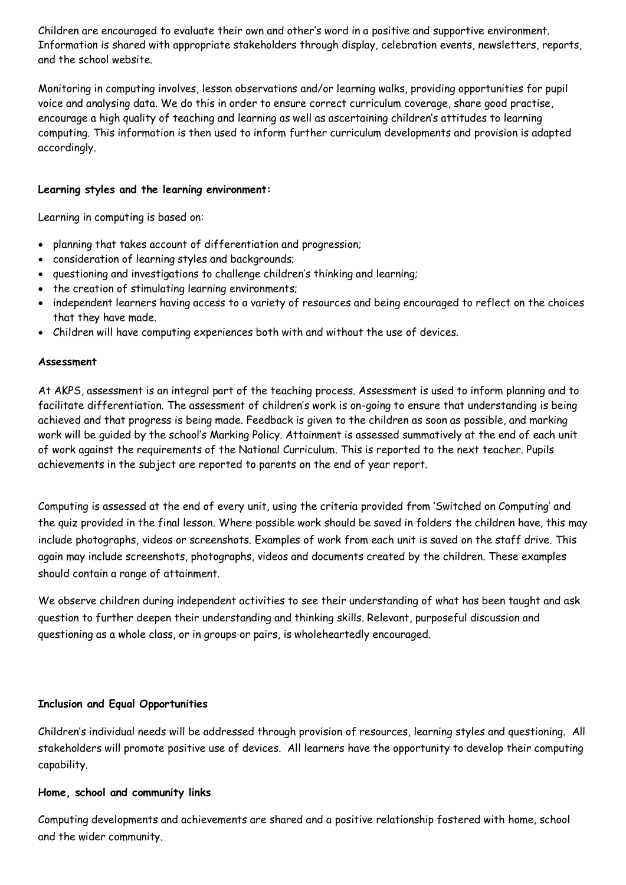Children are encouraged to evaluate their own and other's word in a positive and supportive environment. Information is shared with appropriate stakeholders through display, celebration events, newsletters, reports, and the school website.

Monitoring in computing involves, lesson observations and/or learning walks, providing opportunities for pupil voice and analysing data. We do this in order to ensure correct curriculum coverage, share good practise, encourage a high quality of teaching and learning as well as ascertaining children's attitudes to learning computing. This information is then used to inform further curriculum developments and provision is adapted accordingly.

**Learning styles and the learning environment:**

Learning in computing is based on:

- planning that takes account of differentiation and progression;
- consideration of learning styles and backgrounds;
- questioning and investigations to challenge children's thinking and learning;
- the creation of stimulating learning environments;
- independent learners having access to a variety of resources and being encouraged to reflect on the choices that they have made.
- Children will have computing experiences both with and without the use of devices.

**Assessment**

At AKPS, assessment is an integral part of the teaching process. Assessment is used to inform planning and to facilitate differentiation. The assessment of children's work is on-going to ensure that understanding is being achieved and that progress is being made. Feedback is given to the children as soon as possible, and marking work will be guided by the school's Marking Policy. Attainment is assessed summatively at the end of each unit of work against the requirements of the National Curriculum. This is reported to the next teacher. Pupils achievements in the subject are reported to parents on the end of year report.

Computing is assessed at the end of every unit, using the criteria provided from 'Switched on Computing' and the quiz provided in the final lesson. Where possible work should be saved in folders the children have, this may include photographs, videos or screenshots. Examples of work from each unit is saved on the staff drive. This again may include screenshots, photographs, videos and documents created by the children. These examples should contain a range of attainment.

We observe children during independent activities to see their understanding of what has been taught and ask question to further deepen their understanding and thinking skills. Relevant, purposeful discussion and questioning as a whole class, or in groups or pairs, is wholeheartedly encouraged.

**Inclusion and Equal Opportunities**

Children's individual needs will be addressed through provision of resources, learning styles and questioning. All stakeholders will promote positive use of devices. All learners have the opportunity to develop their computing capability.

**Home, school and community links**

Computing developments and achievements are shared and a positive relationship fostered with home, school and the wider community.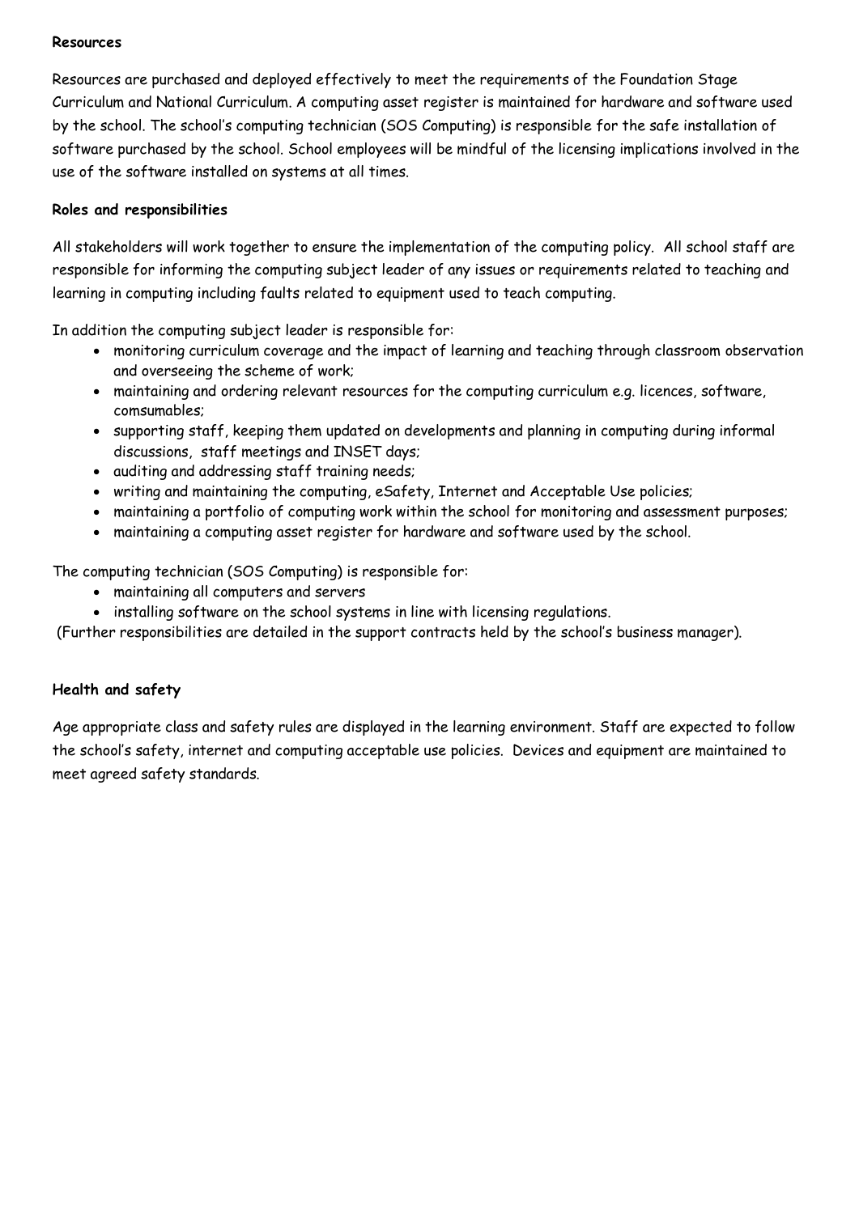**Resources**

Resources are purchased and deployed effectively to meet the requirements of the Foundation Stage Curriculum and National Curriculum. A computing asset register is maintained for hardware and software used by the school. The school's computing technician (SOS Computing) is responsible for the safe installation of software purchased by the school. School employees will be mindful of the licensing implications involved in the use of the software installed on systems at all times.

**Roles and responsibilities**

All stakeholders will work together to ensure the implementation of the computing policy. All school staff are responsible for informing the computing subject leader of any issues or requirements related to teaching and learning in computing including faults related to equipment used to teach computing.

In addition the computing subject leader is responsible for:

- monitoring curriculum coverage and the impact of learning and teaching through classroom observation and overseeing the scheme of work;
- maintaining and ordering relevant resources for the computing curriculum e.g. licences, software, comsumables;
- supporting staff, keeping them updated on developments and planning in computing during informal discussions, staff meetings and INSET days;
- auditing and addressing staff training needs;
- writing and maintaining the computing, eSafety, Internet and Acceptable Use policies;
- maintaining a portfolio of computing work within the school for monitoring and assessment purposes;
- maintaining a computing asset register for hardware and software used by the school.

The computing technician (SOS Computing) is responsible for:

- maintaining all computers and servers
- installing software on the school systems in line with licensing regulations.

(Further responsibilities are detailed in the support contracts held by the school's business manager).

**Health and safety**

Age appropriate class and safety rules are displayed in the learning environment. Staff are expected to follow the school's safety, internet and computing acceptable use policies. Devices and equipment are maintained to meet agreed safety standards.